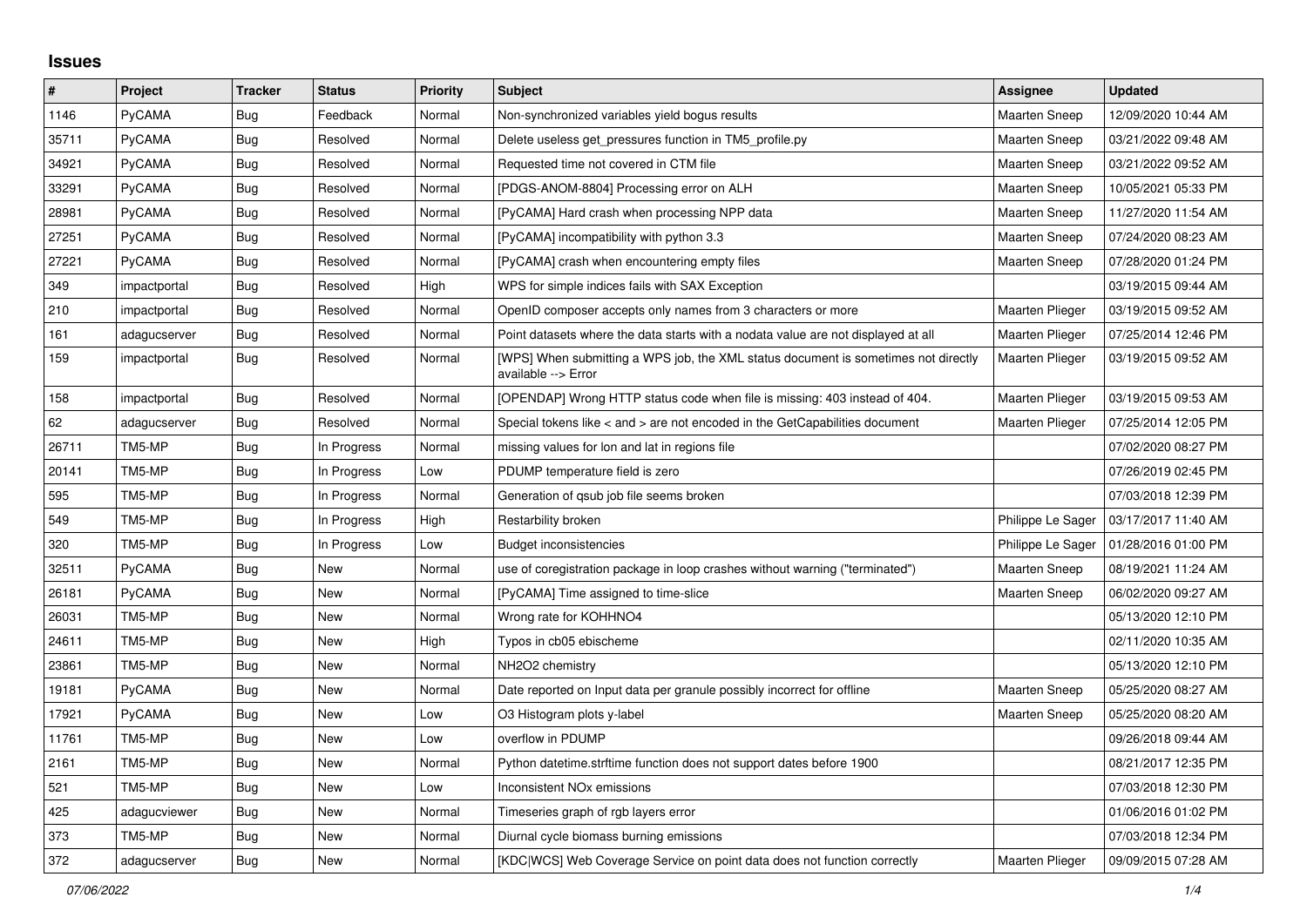# Issues

| # | Project | Tracker | Status | Priority | Subject | Assignee | Updated |
|---|---|---|---|---|---|---|---|
| 1146 | PyCAMA | Bug | Feedback | Normal | Non-synchronized variables yield bogus results | Maarten Sneep | 12/09/2020 10:44 AM |
| 35711 | PyCAMA | Bug | Resolved | Normal | Delete useless get_pressures function in TM5_profile.py | Maarten Sneep | 03/21/2022 09:48 AM |
| 34921 | PyCAMA | Bug | Resolved | Normal | Requested time not covered in CTM file | Maarten Sneep | 03/21/2022 09:52 AM |
| 33291 | PyCAMA | Bug | Resolved | Normal | [PDGS-ANOM-8804] Processing error on ALH | Maarten Sneep | 10/05/2021 05:33 PM |
| 28981 | PyCAMA | Bug | Resolved | Normal | [PyCAMA] Hard crash when processing NPP data | Maarten Sneep | 11/27/2020 11:54 AM |
| 27251 | PyCAMA | Bug | Resolved | Normal | [PyCAMA] incompatibility with python 3.3 | Maarten Sneep | 07/24/2020 08:23 AM |
| 27221 | PyCAMA | Bug | Resolved | Normal | [PyCAMA] crash when encountering empty files | Maarten Sneep | 07/28/2020 01:24 PM |
| 349 | impactportal | Bug | Resolved | High | WPS for simple indices fails with SAX Exception | | 03/19/2015 09:44 AM |
| 210 | impactportal | Bug | Resolved | Normal | OpenID composer accepts only names from 3 characters or more | Maarten Plieger | 03/19/2015 09:52 AM |
| 161 | adagucserver | Bug | Resolved | Normal | Point datasets where the data starts with a nodata value are not displayed at all | Maarten Plieger | 07/25/2014 12:46 PM |
| 159 | impactportal | Bug | Resolved | Normal | [WPS] When submitting a WPS job, the XML status document is sometimes not directly available --> Error | Maarten Plieger | 03/19/2015 09:52 AM |
| 158 | impactportal | Bug | Resolved | Normal | [OPENDAP] Wrong HTTP status code when file is missing: 403 instead of 404. | Maarten Plieger | 03/19/2015 09:53 AM |
| 62 | adagucserver | Bug | Resolved | Normal | Special tokens like < and > are not encoded in the GetCapabilities document | Maarten Plieger | 07/25/2014 12:05 PM |
| 26711 | TM5-MP | Bug | In Progress | Normal | missing values for lon and lat in regions file | | 07/02/2020 08:27 PM |
| 20141 | TM5-MP | Bug | In Progress | Low | PDUMP temperature field is zero | | 07/26/2019 02:45 PM |
| 595 | TM5-MP | Bug | In Progress | Normal | Generation of qsub job file seems broken | | 07/03/2018 12:39 PM |
| 549 | TM5-MP | Bug | In Progress | High | Restarbility broken | Philippe Le Sager | 03/17/2017 11:40 AM |
| 320 | TM5-MP | Bug | In Progress | Low | Budget inconsistencies | Philippe Le Sager | 01/28/2016 01:00 PM |
| 32511 | PyCAMA | Bug | New | Normal | use of coregistration package in loop crashes without warning ("terminated") | Maarten Sneep | 08/19/2021 11:24 AM |
| 26181 | PyCAMA | Bug | New | Normal | [PyCAMA] Time assigned to time-slice | Maarten Sneep | 06/02/2020 09:27 AM |
| 26031 | TM5-MP | Bug | New | Normal | Wrong rate for KOHHNO4 | | 05/13/2020 12:10 PM |
| 24611 | TM5-MP | Bug | New | High | Typos in cb05 ebischeme | | 02/11/2020 10:35 AM |
| 23861 | TM5-MP | Bug | New | Normal | NH2O2 chemistry | | 05/13/2020 12:10 PM |
| 19181 | PyCAMA | Bug | New | Normal | Date reported on Input data per granule possibly incorrect for offline | Maarten Sneep | 05/25/2020 08:27 AM |
| 17921 | PyCAMA | Bug | New | Low | O3 Histogram plots y-label | Maarten Sneep | 05/25/2020 08:20 AM |
| 11761 | TM5-MP | Bug | New | Low | overflow in PDUMP | | 09/26/2018 09:44 AM |
| 2161 | TM5-MP | Bug | New | Normal | Python datetime.strftime function does not support dates before 1900 | | 08/21/2017 12:35 PM |
| 521 | TM5-MP | Bug | New | Low | Inconsistent NOx emissions | | 07/03/2018 12:30 PM |
| 425 | adagucviewer | Bug | New | Normal | Timeseries graph of rgb layers error | | 01/06/2016 01:02 PM |
| 373 | TM5-MP | Bug | New | Normal | Diurnal cycle biomass burning emissions | | 07/03/2018 12:34 PM |
| 372 | adagucserver | Bug | New | Normal | [KDC\|WCS] Web Coverage Service on point data does not function correctly | Maarten Plieger | 09/09/2015 07:28 AM |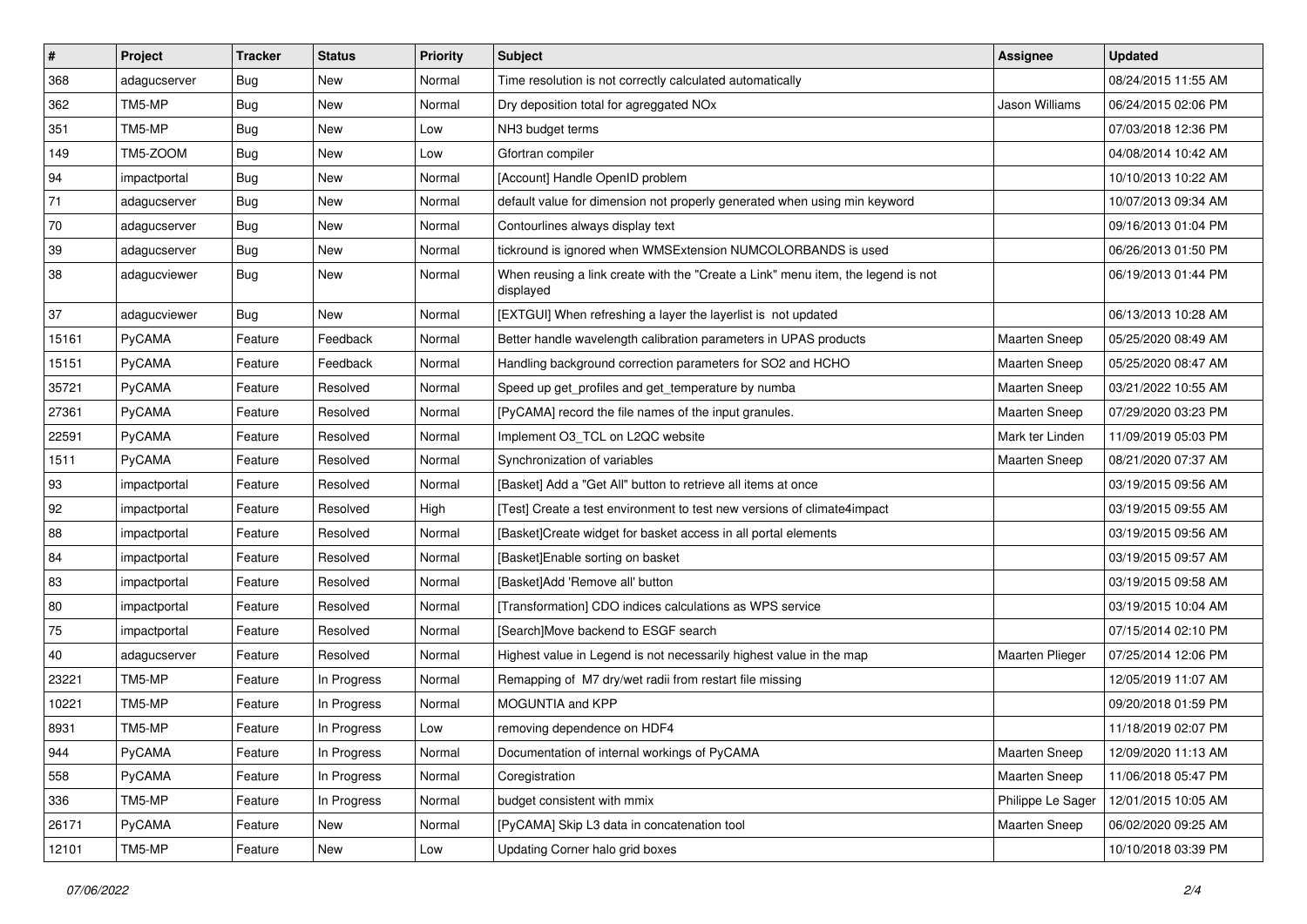| # | Project | Tracker | Status | Priority | Subject | Assignee | Updated |
|---|---|---|---|---|---|---|---|
| 368 | adagucserver | Bug | New | Normal | Time resolution is not correctly calculated automatically | | 08/24/2015 11:55 AM |
| 362 | TM5-MP | Bug | New | Normal | Dry deposition total for agreggated NOx | Jason Williams | 06/24/2015 02:06 PM |
| 351 | TM5-MP | Bug | New | Low | NH3 budget terms | | 07/03/2018 12:36 PM |
| 149 | TM5-ZOOM | Bug | New | Low | Gfortran compiler | | 04/08/2014 10:42 AM |
| 94 | impactportal | Bug | New | Normal | [Account] Handle OpenID problem | | 10/10/2013 10:22 AM |
| 71 | adagucserver | Bug | New | Normal | default value for dimension not properly generated when using min keyword | | 10/07/2013 09:34 AM |
| 70 | adagucserver | Bug | New | Normal | Contourlines always display text | | 09/16/2013 01:04 PM |
| 39 | adagucserver | Bug | New | Normal | tickround is ignored when WMSExtension NUMCOLORBANDS is used | | 06/26/2013 01:50 PM |
| 38 | adagucviewer | Bug | New | Normal | When reusing a link create with the "Create a Link" menu item, the legend is not displayed | | 06/19/2013 01:44 PM |
| 37 | adagucviewer | Bug | New | Normal | [EXTGUI] When refreshing a layer the layerlist is not updated | | 06/13/2013 10:28 AM |
| 15161 | PyCAMA | Feature | Feedback | Normal | Better handle wavelength calibration parameters in UPAS products | Maarten Sneep | 05/25/2020 08:49 AM |
| 15151 | PyCAMA | Feature | Feedback | Normal | Handling background correction parameters for SO2 and HCHO | Maarten Sneep | 05/25/2020 08:47 AM |
| 35721 | PyCAMA | Feature | Resolved | Normal | Speed up get_profiles and get_temperature by numba | Maarten Sneep | 03/21/2022 10:55 AM |
| 27361 | PyCAMA | Feature | Resolved | Normal | [PyCAMA] record the file names of the input granules. | Maarten Sneep | 07/29/2020 03:23 PM |
| 22591 | PyCAMA | Feature | Resolved | Normal | Implement O3_TCL on L2QC website | Mark ter Linden | 11/09/2019 05:03 PM |
| 1511 | PyCAMA | Feature | Resolved | Normal | Synchronization of variables | Maarten Sneep | 08/21/2020 07:37 AM |
| 93 | impactportal | Feature | Resolved | Normal | [Basket] Add a "Get All" button to retrieve all items at once | | 03/19/2015 09:56 AM |
| 92 | impactportal | Feature | Resolved | High | [Test] Create a test environment to test new versions of climate4impact | | 03/19/2015 09:55 AM |
| 88 | impactportal | Feature | Resolved | Normal | [Basket]Create widget for basket access in all portal elements | | 03/19/2015 09:56 AM |
| 84 | impactportal | Feature | Resolved | Normal | [Basket]Enable sorting on basket | | 03/19/2015 09:57 AM |
| 83 | impactportal | Feature | Resolved | Normal | [Basket]Add 'Remove all' button | | 03/19/2015 09:58 AM |
| 80 | impactportal | Feature | Resolved | Normal | [Transformation] CDO indices calculations as WPS service | | 03/19/2015 10:04 AM |
| 75 | impactportal | Feature | Resolved | Normal | [Search]Move backend to ESGF search | | 07/15/2014 02:10 PM |
| 40 | adagucserver | Feature | Resolved | Normal | Highest value in Legend is not necessarily highest value in the map | Maarten Plieger | 07/25/2014 12:06 PM |
| 23221 | TM5-MP | Feature | In Progress | Normal | Remapping of M7 dry/wet radii from restart file missing | | 12/05/2019 11:07 AM |
| 10221 | TM5-MP | Feature | In Progress | Normal | MOGUNTIA and KPP | | 09/20/2018 01:59 PM |
| 8931 | TM5-MP | Feature | In Progress | Low | removing dependence on HDF4 | | 11/18/2019 02:07 PM |
| 944 | PyCAMA | Feature | In Progress | Normal | Documentation of internal workings of PyCAMA | Maarten Sneep | 12/09/2020 11:13 AM |
| 558 | PyCAMA | Feature | In Progress | Normal | Coregistration | Maarten Sneep | 11/06/2018 05:47 PM |
| 336 | TM5-MP | Feature | In Progress | Normal | budget consistent with mmix | Philippe Le Sager | 12/01/2015 10:05 AM |
| 26171 | PyCAMA | Feature | New | Normal | [PyCAMA] Skip L3 data in concatenation tool | Maarten Sneep | 06/02/2020 09:25 AM |
| 12101 | TM5-MP | Feature | New | Low | Updating Corner halo grid boxes | | 10/10/2018 03:39 PM |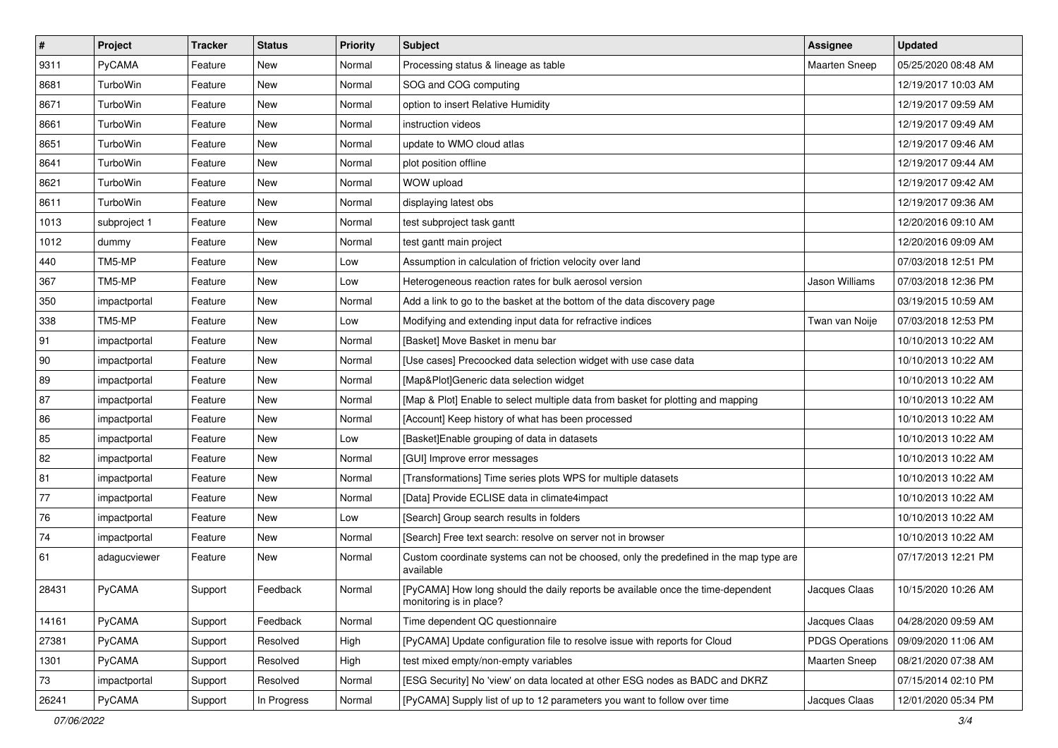| # | Project | Tracker | Status | Priority | Subject | Assignee | Updated |
|---|---|---|---|---|---|---|---|
| 9311 | PyCAMA | Feature | New | Normal | Processing status & lineage as table | Maarten Sneep | 05/25/2020 08:48 AM |
| 8681 | TurboWin | Feature | New | Normal | SOG and COG computing | | 12/19/2017 10:03 AM |
| 8671 | TurboWin | Feature | New | Normal | option to insert Relative Humidity | | 12/19/2017 09:59 AM |
| 8661 | TurboWin | Feature | New | Normal | instruction videos | | 12/19/2017 09:49 AM |
| 8651 | TurboWin | Feature | New | Normal | update to WMO cloud atlas | | 12/19/2017 09:46 AM |
| 8641 | TurboWin | Feature | New | Normal | plot position offline | | 12/19/2017 09:44 AM |
| 8621 | TurboWin | Feature | New | Normal | WOW upload | | 12/19/2017 09:42 AM |
| 8611 | TurboWin | Feature | New | Normal | displaying latest obs | | 12/19/2017 09:36 AM |
| 1013 | subproject 1 | Feature | New | Normal | test subproject task gantt | | 12/20/2016 09:10 AM |
| 1012 | dummy | Feature | New | Normal | test gantt main project | | 12/20/2016 09:09 AM |
| 440 | TM5-MP | Feature | New | Low | Assumption in calculation of friction velocity over land | | 07/03/2018 12:51 PM |
| 367 | TM5-MP | Feature | New | Low | Heterogeneous reaction rates for bulk aerosol version | Jason Williams | 07/03/2018 12:36 PM |
| 350 | impactportal | Feature | New | Normal | Add a link to go to the basket at the bottom of the data discovery page | | 03/19/2015 10:59 AM |
| 338 | TM5-MP | Feature | New | Low | Modifying and extending input data for refractive indices | Twan van Noije | 07/03/2018 12:53 PM |
| 91 | impactportal | Feature | New | Normal | [Basket] Move Basket in menu bar | | 10/10/2013 10:22 AM |
| 90 | impactportal | Feature | New | Normal | [Use cases] Precoocked data selection widget with use case data | | 10/10/2013 10:22 AM |
| 89 | impactportal | Feature | New | Normal | [Map&Plot]Generic data selection widget | | 10/10/2013 10:22 AM |
| 87 | impactportal | Feature | New | Normal | [Map & Plot] Enable to select multiple data from basket for plotting and mapping | | 10/10/2013 10:22 AM |
| 86 | impactportal | Feature | New | Normal | [Account] Keep history of what has been processed | | 10/10/2013 10:22 AM |
| 85 | impactportal | Feature | New | Low | [Basket]Enable grouping of data in datasets | | 10/10/2013 10:22 AM |
| 82 | impactportal | Feature | New | Normal | [GUI] Improve error messages | | 10/10/2013 10:22 AM |
| 81 | impactportal | Feature | New | Normal | [Transformations] Time series plots WPS for multiple datasets | | 10/10/2013 10:22 AM |
| 77 | impactportal | Feature | New | Normal | [Data] Provide ECLISE data in climate4impact | | 10/10/2013 10:22 AM |
| 76 | impactportal | Feature | New | Low | [Search] Group search results in folders | | 10/10/2013 10:22 AM |
| 74 | impactportal | Feature | New | Normal | [Search] Free text search: resolve on server not in browser | | 10/10/2013 10:22 AM |
| 61 | adagucviewer | Feature | New | Normal | Custom coordinate systems can not be choosed, only the predefined in the map type are available | | 07/17/2013 12:21 PM |
| 28431 | PyCAMA | Support | Feedback | Normal | [PyCAMA] How long should the daily reports be available once the time-dependent monitoring is in place? | Jacques Claas | 10/15/2020 10:26 AM |
| 14161 | PyCAMA | Support | Feedback | Normal | Time dependent QC questionnaire | Jacques Claas | 04/28/2020 09:59 AM |
| 27381 | PyCAMA | Support | Resolved | High | [PyCAMA] Update configuration file to resolve issue with reports for Cloud | PDGS Operations | 09/09/2020 11:06 AM |
| 1301 | PyCAMA | Support | Resolved | High | test mixed empty/non-empty variables | Maarten Sneep | 08/21/2020 07:38 AM |
| 73 | impactportal | Support | Resolved | Normal | [ESG Security] No 'view' on data located at other ESG nodes as BADC and DKRZ | | 07/15/2014 02:10 PM |
| 26241 | PyCAMA | Support | In Progress | Normal | [PyCAMA] Supply list of up to 12 parameters you want to follow over time | Jacques Claas | 12/01/2020 05:34 PM |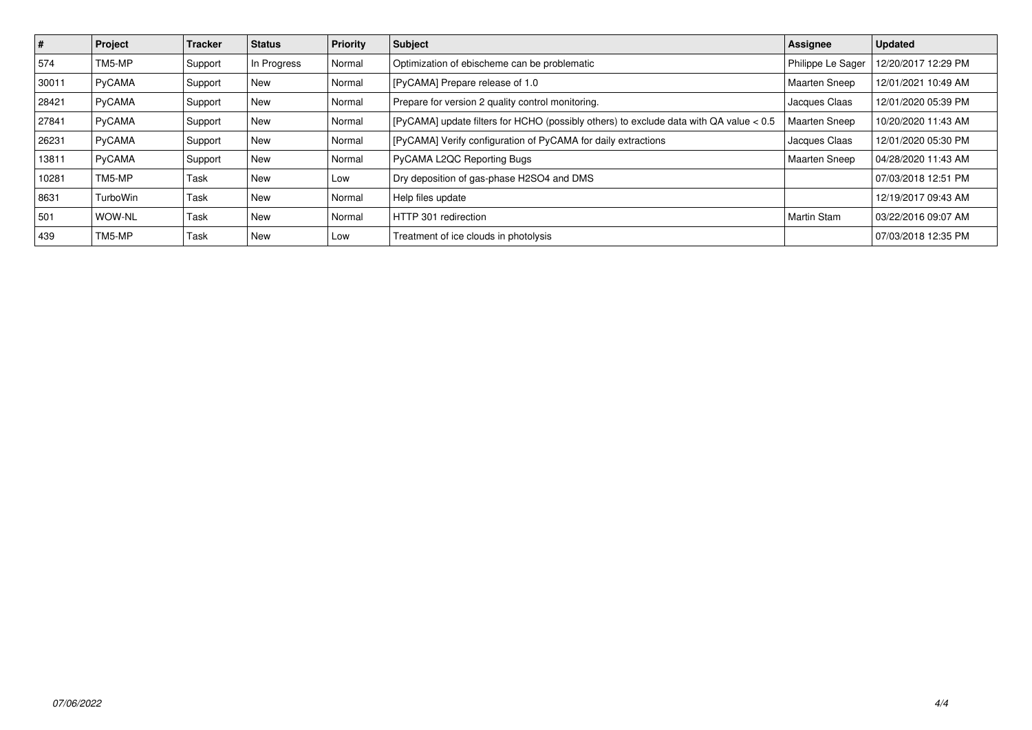| # | Project | Tracker | Status | Priority | Subject | Assignee | Updated |
|---|---|---|---|---|---|---|---|
| 574 | TM5-MP | Support | In Progress | Normal | Optimization of ebischeme can be problematic | Philippe Le Sager | 12/20/2017 12:29 PM |
| 30011 | PyCAMA | Support | New | Normal | [PyCAMA] Prepare release of 1.0 | Maarten Sneep | 12/01/2021 10:49 AM |
| 28421 | PyCAMA | Support | New | Normal | Prepare for version 2 quality control monitoring. | Jacques Claas | 12/01/2020 05:39 PM |
| 27841 | PyCAMA | Support | New | Normal | [PyCAMA] update filters for HCHO (possibly others) to exclude data with QA value < 0.5 | Maarten Sneep | 10/20/2020 11:43 AM |
| 26231 | PyCAMA | Support | New | Normal | [PyCAMA] Verify configuration of PyCAMA for daily extractions | Jacques Claas | 12/01/2020 05:30 PM |
| 13811 | PyCAMA | Support | New | Normal | PyCAMA L2QC Reporting Bugs | Maarten Sneep | 04/28/2020 11:43 AM |
| 10281 | TM5-MP | Task | New | Low | Dry deposition of gas-phase H2SO4 and DMS | | 07/03/2018 12:51 PM |
| 8631 | TurboWin | Task | New | Normal | Help files update | | 12/19/2017 09:43 AM |
| 501 | WOW-NL | Task | New | Normal | HTTP 301 redirection | Martin Stam | 03/22/2016 09:07 AM |
| 439 | TM5-MP | Task | New | Low | Treatment of ice clouds in photolysis | | 07/03/2018 12:35 PM |